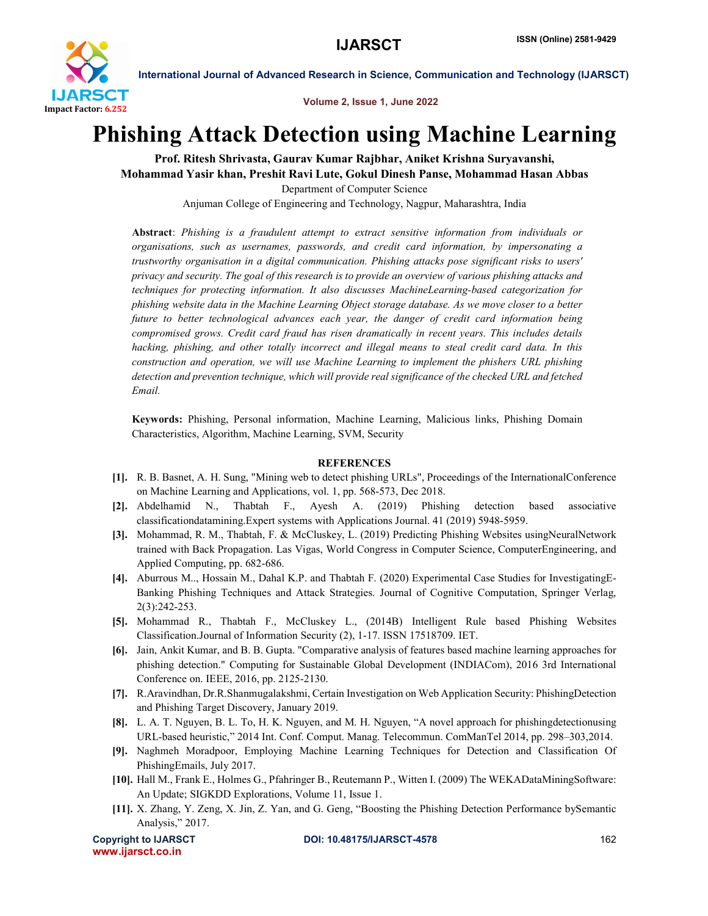# Phishing Attack Detection using Machine Learning

**Prof. Ritesh Shrivasta, Gaurav Kumar Rajbhar, Aniket Krishna Suryavanshi, Mohammad Yasir khan, Preshit Ravi Lute, Gokul Dinesh Panse, Mohammad Hasan Abbas**

Department of Computer Science

Anjuman College of Engineering and Technology, Nagpur, Maharashtra, India

**Abstract**: *Phishing is a fraudulent attempt to extract sensitive information from individuals or organisations, such as usernames, passwords, and credit card information, by impersonating a trustworthy organisation in a digital communication. Phishing attacks pose significant risks to users' privacy and security. The goal of this research is to provide an overview of various phishing attacks and techniques for protecting information. It also discusses MachineLearning-based categorization for phishing website data in the Machine Learning Object storage database. As we move closer to a better future to better technological advances each year, the danger of credit card information being compromised grows. Credit card fraud has risen dramatically in recent years. This includes details hacking, phishing, and other totally incorrect and illegal means to steal credit card data. In this construction and operation, we will use Machine Learning to implement the phishers URL phishing detection and prevention technique, which will provide real significance of the checked URL and fetched Email.*

**Keywords:** Phishing, Personal information, Machine Learning, Malicious links, Phishing Domain Characteristics, Algorithm, Machine Learning, SVM, Security

## REFERENCES

- **[1].** R. B. Basnet, A. H. Sung, "Mining web to detect phishing URLs", Proceedings of the InternationalConference on Machine Learning and Applications, vol. 1, pp. 568-573, Dec 2018.
- **[2].** Abdelhamid N., Thabtah F., Ayesh A. (2019) Phishing detection based associative classificationdatamining.Expert systems with Applications Journal. 41 (2019) 5948-5959.
- **[3].** Mohammad, R. M., Thabtah, F. & McCluskey, L. (2019) Predicting Phishing Websites usingNeuralNetwork trained with Back Propagation. Las Vigas, World Congress in Computer Science, ComputerEngineering, and Applied Computing, pp. 682-686.
- **[4].** Aburrous M.., Hossain M., Dahal K.P. and Thabtah F. (2020) Experimental Case Studies for InvestigatingE-Banking Phishing Techniques and Attack Strategies. Journal of Cognitive Computation, Springer Verlag, 2(3):242-253.
- **[5].** Mohammad R., Thabtah F., McCluskey L., (2014B) Intelligent Rule based Phishing Websites Classification.Journal of Information Security (2), 1-17. ISSN 17518709. IET.
- **[6].** Jain, Ankit Kumar, and B. B. Gupta. "Comparative analysis of features based machine learning approaches for phishing detection." Computing for Sustainable Global Development (INDIACom), 2016 3rd International Conference on. IEEE, 2016, pp. 2125-2130.
- **[7].** R.Aravindhan, Dr.R.Shanmugalakshmi, Certain Investigation on Web Application Security: PhishingDetection and Phishing Target Discovery, January 2019.
- **[8].** L. A. T. Nguyen, B. L. To, H. K. Nguyen, and M. H. Nguyen, "A novel approach for phishingdetectionusing URL-based heuristic," 2014 Int. Conf. Comput. Manag. Telecommun. ComManTel 2014, pp. 298–303,2014.
- **[9].** Naghmeh Moradpoor, Employing Machine Learning Techniques for Detection and Classification Of PhishingEmails, July 2017.
- **[10].** Hall M., Frank E., Holmes G., Pfahringer B., Reutemann P., Witten I. (2009) The WEKADataMiningSoftware: An Update; SIGKDD Explorations, Volume 11, Issue 1.
- **[11].** X. Zhang, Y. Zeng, X. Jin, Z. Yan, and G. Geng, "Boosting the Phishing Detection Performance bySemantic Analysis," 2017.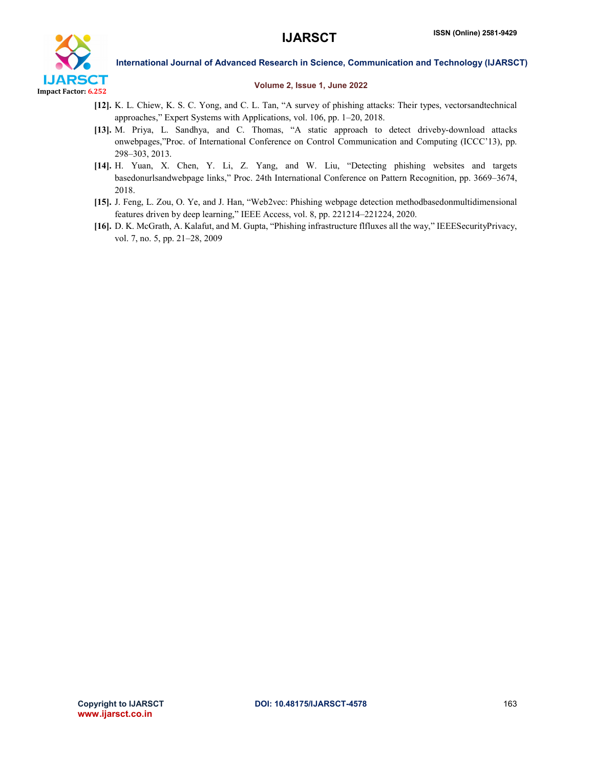[12]. K. L. Chiew, K. S. C. Yong, and C. L. Tan, “A survey of phishing attacks: Their types, vectorsandtechnical approaches,” Expert Systems with Applications, vol. 106, pp. 1–20, 2018.

[13]. M. Priya, L. Sandhya, and C. Thomas, “A static approach to detect driveby-download attacks onwebpages,”Proc. of International Conference on Control Communication and Computing (ICCC’13), pp. 298–303, 2013.

[14]. H. Yuan, X. Chen, Y. Li, Z. Yang, and W. Liu, “Detecting phishing websites and targets basedonurlsandwebpage links,” Proc. 24th International Conference on Pattern Recognition, pp. 3669–3674, 2018.

[15]. J. Feng, L. Zou, O. Ye, and J. Han, “Web2vec: Phishing webpage detection methodbasedonmultidimensional features driven by deep learning,” IEEE Access, vol. 8, pp. 221214–221224, 2020.

[16]. D. K. McGrath, A. Kalafut, and M. Gupta, “Phishing infrastructure flfluxes all the way,” IEEESecurityPrivacy, vol. 7, no. 5, pp. 21–28, 2009